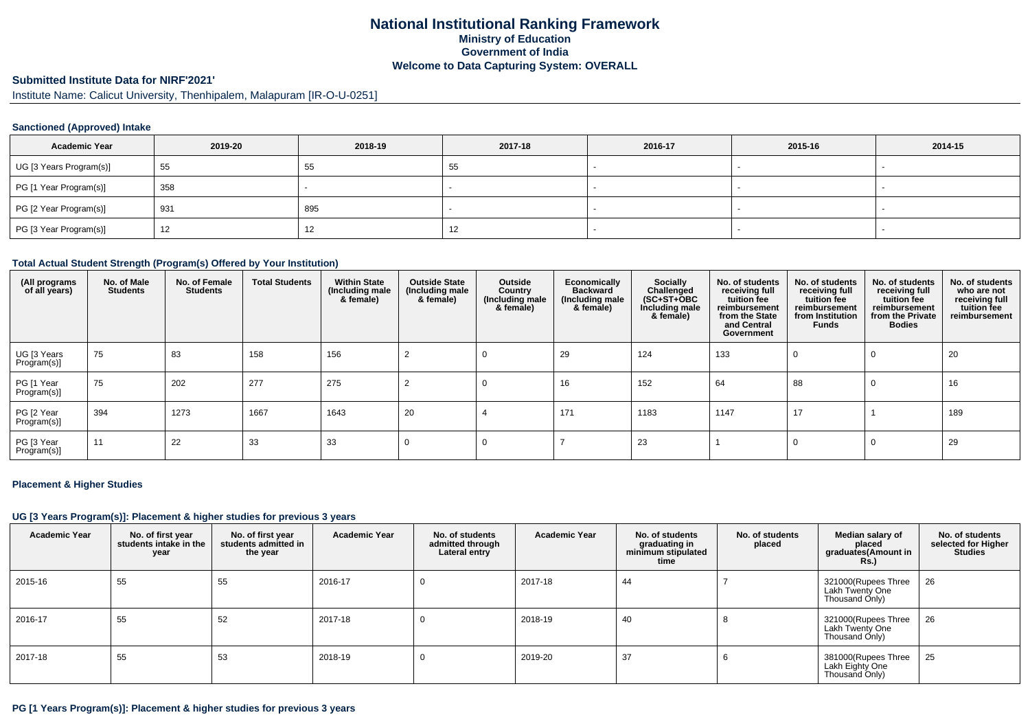# National Institutional Ranking Framework
## Ministry of Education
## Government of India
## Welcome to Data Capturing System: OVERALL

**Submitted Institute Data for NIRF'2021'**

Institute Name: Calicut University, Thenhipalem, Malapuram [IR-O-U-0251]

### Sanctioned (Approved) Intake

| Academic Year | 2019-20 | 2018-19 | 2017-18 | 2016-17 | 2015-16 | 2014-15 |
|---|---|---|---|---|---|---|
| UG [3 Years Program(s)] | 55 | 55 | 55 | - | - | - |
| PG [1 Year Program(s)] | 358 | - | - | - | - | - |
| PG [2 Year Program(s)] | 931 | 895 | - | - | - | - |
| PG [3 Year Program(s)] | 12 | 12 | 12 | - | - | - |

### Total Actual Student Strength (Program(s) Offered by Your Institution)

| (All programs of all years) | No. of Male Students | No. of Female Students | Total Students | Within State (Including male & female) | Outside State (Including male & female) | Outside Country (Including male & female) | Economically Backward (Including male & female) | Socially Challenged (SC+ST+OBC Including male & female) | No. of students receiving full tuition fee reimbursement from the State and Central Government | No. of students receiving full tuition fee reimbursement from Institution Funds | No. of students receiving full tuition fee reimbursement from the Private Bodies | No. of students who are not receiving full tuition fee reimbursement |
|---|---|---|---|---|---|---|---|---|---|---|---|---|
| UG [3 Years Program(s)] | 75 | 83 | 158 | 156 | 2 | 0 | 29 | 124 | 133 | 0 | 0 | 20 |
| PG [1 Year Program(s)] | 75 | 202 | 277 | 275 | 2 | 0 | 16 | 152 | 64 | 88 | 0 | 16 |
| PG [2 Year Program(s)] | 394 | 1273 | 1667 | 1643 | 20 | 4 | 171 | 1183 | 1147 | 17 | 1 | 189 |
| PG [3 Year Program(s)] | 11 | 22 | 33 | 33 | 0 | 0 | 7 | 23 | 1 | 0 | 0 | 29 |

### Placement & Higher Studies

#### UG [3 Years Program(s)]: Placement & higher studies for previous 3 years

| Academic Year | No. of first year students intake in the year | No. of first year students admitted in the year | Academic Year | No. of students admitted through Lateral entry | Academic Year | No. of students graduating in minimum stipulated time | No. of students placed | Median salary of placed graduates(Amount in Rs.) | No. of students selected for Higher Studies |
|---|---|---|---|---|---|---|---|---|---|
| 2015-16 | 55 | 55 | 2016-17 | 0 | 2017-18 | 44 | 7 | 321000(Rupees Three Lakh Twenty One Thousand Only) | 26 |
| 2016-17 | 55 | 52 | 2017-18 | 0 | 2018-19 | 40 | 8 | 321000(Rupees Three Lakh Twenty One Thousand Only) | 26 |
| 2017-18 | 55 | 53 | 2018-19 | 0 | 2019-20 | 37 | 6 | 381000(Rupees Three Lakh Eighty One Thousand Only) | 25 |

#### PG [1 Years Program(s)]: Placement & higher studies for previous 3 years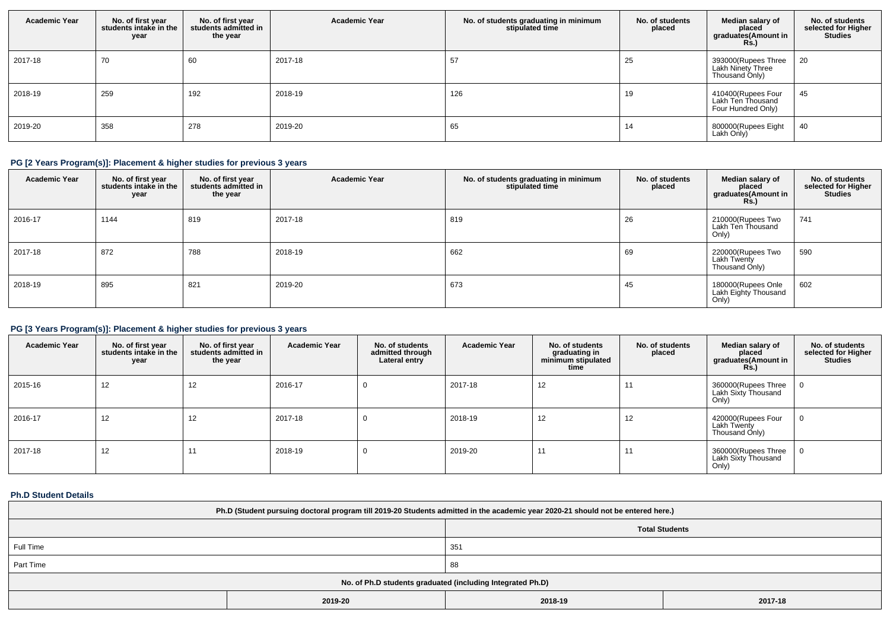| Academic Year | No. of first year students intake in the year | No. of first year students admitted in the year | Academic Year | No. of students graduating in minimum stipulated time | No. of students placed | Median salary of placed graduates(Amount in Rs.) | No. of students selected for Higher Studies |
|---|---|---|---|---|---|---|---|
| 2017-18 | 70 | 60 | 2017-18 | 57 | 25 | 393000(Rupees Three Lakh Ninety Three Thousand Only) | 20 |
| 2018-19 | 259 | 192 | 2018-19 | 126 | 19 | 410400(Rupees Four Lakh Ten Thousand Four Hundred Only) | 45 |
| 2019-20 | 358 | 278 | 2019-20 | 65 | 14 | 800000(Rupees Eight Lakh Only) | 40 |

### PG [2 Years Program(s)]: Placement & higher studies for previous 3 years

| Academic Year | No. of first year students intake in the year | No. of first year students admitted in the year | Academic Year | No. of students graduating in minimum stipulated time | No. of students placed | Median salary of placed graduates(Amount in Rs.) | No. of students selected for Higher Studies |
|---|---|---|---|---|---|---|---|
| 2016-17 | 1144 | 819 | 2017-18 | 819 | 26 | 210000(Rupees Two Lakh Ten Thousand Only) | 741 |
| 2017-18 | 872 | 788 | 2018-19 | 662 | 69 | 220000(Rupees Two Lakh Twenty Thousand Only) | 590 |
| 2018-19 | 895 | 821 | 2019-20 | 673 | 45 | 180000(Rupees Onle Lakh Eighty Thousand Only) | 602 |

### PG [3 Years Program(s)]: Placement & higher studies for previous 3 years

| Academic Year | No. of first year students intake in the year | No. of first year students admitted in the year | Academic Year | No. of students admitted through Lateral entry | Academic Year | No. of students graduating in minimum stipulated time | No. of students placed | Median salary of placed graduates(Amount in Rs.) | No. of students selected for Higher Studies |
|---|---|---|---|---|---|---|---|---|---|
| 2015-16 | 12 | 12 | 2016-17 | 0 | 2017-18 | 12 | 11 | 360000(Rupees Three Lakh Sixty Thousand Only) | 0 |
| 2016-17 | 12 | 12 | 2017-18 | 0 | 2018-19 | 12 | 12 | 420000(Rupees Four Lakh Twenty Thousand Only) | 0 |
| 2017-18 | 12 | 11 | 2018-19 | 0 | 2019-20 | 11 | 11 | 360000(Rupees Three Lakh Sixty Thousand Only) | 0 |

### Ph.D Student Details

| Ph.D (Student pursuing doctoral program till 2019-20 Students admitted in the academic year 2020-21 should not be entered here.) | | | |
|---|---|---|---|
| | | Total Students | |
| Full Time | | 351 | |
| Part Time | | 88 | |
| No. of Ph.D students graduated (including Integrated Ph.D) | | | |
| | 2019-20 | 2018-19 | 2017-18 |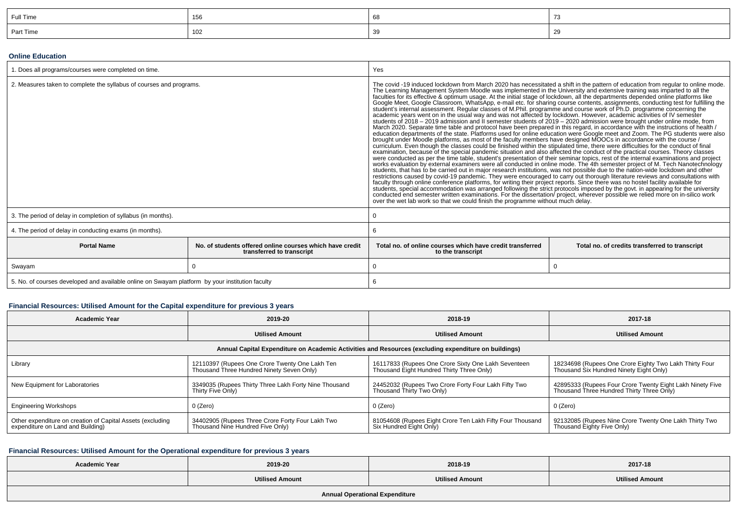| Full Time | 156 | 68 | 73 |
|---|---|---|---|
| Part Time | 102 | 39 | 29 |

### Online Education

| 1. Does all programs/courses were completed on time. | | Yes | |
|---|---|---|---|
| 2. Measures taken to complete the syllabus of courses and programs. | | The covid -19 induced lockdown from March 2020 has necessitated a shift in the pattern of education from regular to online mode. The Learning Management System Moodle was implemented in the University and extensive training was imparted to all the faculties for its effective & optimum usage. At the initial stage of lockdown, all the departments depended online platforms like Google Meet, Google Classroom, WhatsApp, e-mail etc. for sharing course contents, assignments, conducting test for fulfilling the student's internal assessment. Regular classes of M.Phil. programme and course work of Ph.D. programme concerning the academic years went on in the usual way and was not affected by lockdown. However, academic activities of IV semester students of 2018 – 2019 admission and II semester students of 2019 – 2020 admission were brought under online mode, from March 2020. Separate time table and protocol have been prepared in this regard, in accordance with the instructions of health / education departments of the state. Platforms used for online education were Google meet and Zoom. The PG students were also brought under Moodle platforms, as most of the faculty members have designed MOOCs in accordance with the course / curriculum. Even though the classes could be finished within the stipulated time, there were difficulties for the conduct of final examination, because of the special pandemic situation and also affected the conduct of the practical courses. Theory classes were conducted as per the time table, student's presentation of their seminar topics, rest of the internal examinations and project works evaluation by external examiners were all conducted in online mode. The 4th semester project of M. Tech Nanotechnology students, that has to be carried out in major research institutions, was not possible due to the nation-wide lockdown and other restrictions caused by covid-19 pandemic. They were encouraged to carry out thorough literature reviews and consultations with faculty through online conference platforms, for writing their project reports. Since there was no hostel facility available for students, special accommodation was arranged following the strict protocols imposed by the govt. in appearing for the university conducted end semester written examinations. For the dissertation/ project, wherever possible we relied more on in-silico work over the wet lab work so that we could finish the programme without much delay. | |
| 3. The period of delay in completion of syllabus (in months). | | 0 | |
| 4. The period of delay in conducting exams (in months). | | 6 | |
| **Portal Name** | **No. of students offered online courses which have credit transferred to transcript** | **Total no. of online courses which have credit transferred to the transcript** | **Total no. of credits transferred to transcript** |
| Swayam | 0 | 0 | 0 |
| 5. No. of courses developed and available online on Swayam platform by your institution faculty | | 6 | |

### Financial Resources: Utilised Amount for the Capital expenditure for previous 3 years

| Academic Year | 2019-20 | 2018-19 | 2017-18 |
|---|---|---|---|
| | **Utilised Amount** | **Utilised Amount** | **Utilised Amount** |
| **Annual Capital Expenditure on Academic Activities and Resources (excluding expenditure on buildings)** | | | |
| Library | 12110397 (Rupees One Crore Twenty One Lakh Ten Thousand Three Hundred Ninety Seven Only) | 16117833 (Rupees One Crore Sixty One Lakh Seventeen Thousand Eight Hundred Thirty Three Only) | 18234698 (Rupees One Crore Eighty Two Lakh Thirty Four Thousand Six Hundred Ninety Eight Only) |
| New Equipment for Laboratories | 3349035 (Rupees Thirty Three Lakh Forty Nine Thousand Thirty Five Only) | 24452032 (Rupees Two Crore Forty Four Lakh Fifty Two Thousand Thirty Two Only) | 42895333 (Rupees Four Crore Twenty Eight Lakh Ninety Five Thousand Three Hundred Thirty Three Only) |
| Engineering Workshops | 0 (Zero) | 0 (Zero) | 0 (Zero) |
| Other expenditure on creation of Capital Assets (excluding expenditure on Land and Building) | 34402905 (Rupees Three Crore Forty Four Lakh Two Thousand Nine Hundred Five Only) | 81054608 (Rupees Eight Crore Ten Lakh Fifty Four Thousand Six Hundred Eight Only) | 92132085 (Rupees Nine Crore Twenty One Lakh Thirty Two Thousand Eighty Five Only) |

### Financial Resources: Utilised Amount for the Operational expenditure for previous 3 years

| Academic Year | 2019-20 | 2018-19 | 2017-18 |
|---|---|---|---|
| | **Utilised Amount** | **Utilised Amount** | **Utilised Amount** |
| **Annual Operational Expenditure** | | | |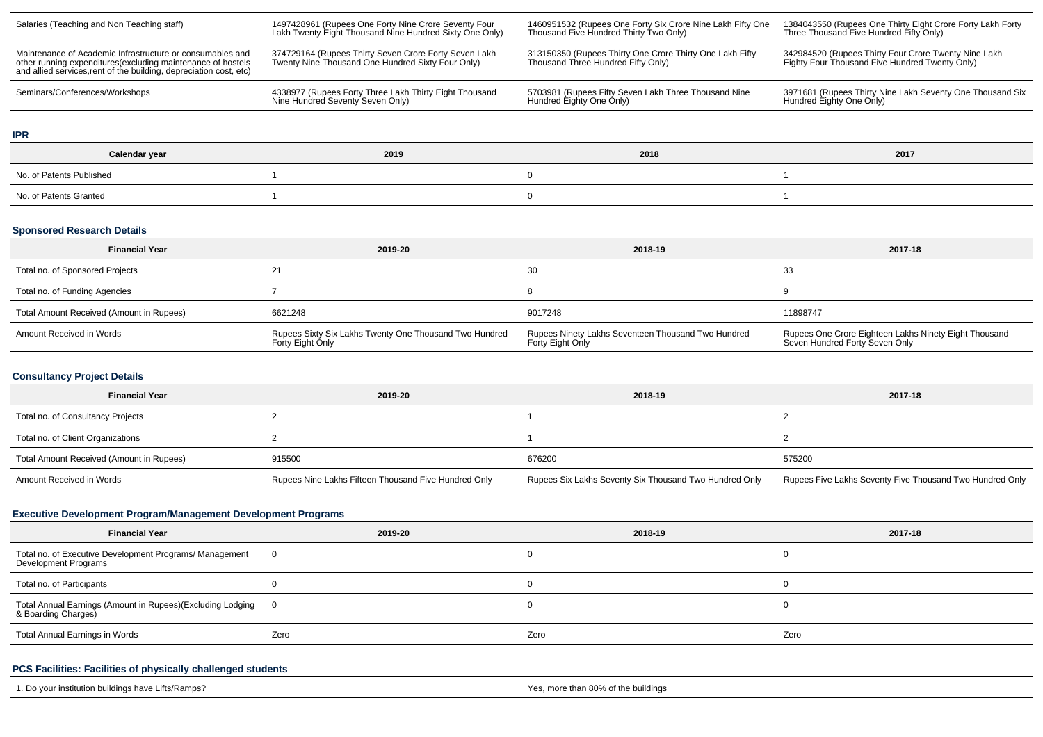| Salaries (Teaching and Non Teaching staff) | 1497428961 (Rupees One Forty Nine Crore Seventy Four Lakh Twenty Eight Thousand Nine Hundred Sixty One Only) | 1460951532 (Rupees One Forty Six Crore Nine Lakh Fifty One Thousand Five Hundred Thirty Two Only) | 1384043550 (Rupees One Thirty Eight Crore Forty Lakh Forty Three Thousand Five Hundred Fifty Only) |
|---|---|---|---|
| Maintenance of Academic Infrastructure or consumables and other running expenditures(excluding maintenance of hostels and allied services,rent of the building, depreciation cost, etc) | 374729164 (Rupees Thirty Seven Crore Forty Seven Lakh Twenty Nine Thousand One Hundred Sixty Four Only) | 313150350 (Rupees Thirty One Crore Thirty One Lakh Fifty Thousand Three Hundred Fifty Only) | 342984520 (Rupees Thirty Four Crore Twenty Nine Lakh Eighty Four Thousand Five Hundred Twenty Only) |
| Seminars/Conferences/Workshops | 4338977 (Rupees Forty Three Lakh Thirty Eight Thousand Nine Hundred Seventy Seven Only) | 5703981 (Rupees Fifty Seven Lakh Three Thousand Nine Hundred Eighty One Only) | 3971681 (Rupees Thirty Nine Lakh Seventy One Thousand Six Hundred Eighty One Only) |

### IPR

| Calendar year | 2019 | 2018 | 2017 |
|---|---|---|---|
| No. of Patents Published | 1 | 0 | 1 |
| No. of Patents Granted | 1 | 0 | 1 |

### Sponsored Research Details

| Financial Year | 2019-20 | 2018-19 | 2017-18 |
|---|---|---|---|
| Total no. of Sponsored Projects | 21 | 30 | 33 |
| Total no. of Funding Agencies | 7 | 8 | 9 |
| Total Amount Received (Amount in Rupees) | 6621248 | 9017248 | 11898747 |
| Amount Received in Words | Rupees Sixty Six Lakhs Twenty One Thousand Two Hundred Forty Eight Only | Rupees Ninety Lakhs Seventeen Thousand Two Hundred Forty Eight Only | Rupees One Crore Eighteen Lakhs Ninety Eight Thousand Seven Hundred Forty Seven Only |

### Consultancy Project Details

| Financial Year | 2019-20 | 2018-19 | 2017-18 |
|---|---|---|---|
| Total no. of Consultancy Projects | 2 | 1 | 2 |
| Total no. of Client Organizations | 2 | 1 | 2 |
| Total Amount Received (Amount in Rupees) | 915500 | 676200 | 575200 |
| Amount Received in Words | Rupees Nine Lakhs Fifteen Thousand Five Hundred Only | Rupees Six Lakhs Seventy Six Thousand Two Hundred Only | Rupees Five Lakhs Seventy Five Thousand Two Hundred Only |

### Executive Development Program/Management Development Programs

| Financial Year | 2019-20 | 2018-19 | 2017-18 |
|---|---|---|---|
| Total no. of Executive Development Programs/ Management Development Programs | 0 | 0 | 0 |
| Total no. of Participants | 0 | 0 | 0 |
| Total Annual Earnings (Amount in Rupees)(Excluding Lodging & Boarding Charges) | 0 | 0 | 0 |
| Total Annual Earnings in Words | Zero | Zero | Zero |

### PCS Facilities: Facilities of physically challenged students

| 1. Do your institution buildings have Lifts/Ramps? | Yes, more than 80% of the buildings |
|---|---|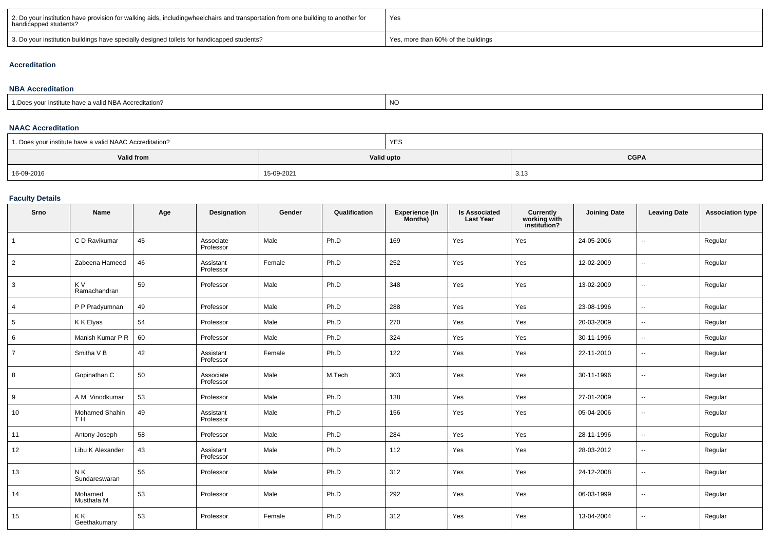| 2. Do your institution have provision for walking aids, includingwheelchairs and transportation from one building to another for handicapped students? | Yes |
|---|---|
| 3. Do your institution buildings have specially designed toilets for handicapped students? | Yes, more than 60% of the buildings |

### Accreditation

#### NBA Accreditation

| 1.Does your institute have a valid NBA Accreditation? | NO |
|---|---|

#### NAAC Accreditation

| 1. Does your institute have a valid NAAC Accreditation? | YES | |
|---|---|---|
| **Valid from** | **Valid upto** | **CGPA** |
| 16-09-2016 | 15-09-2021 | 3.13 |

### Faculty Details

| Srno | Name | Age | Designation | Gender | Qualification | Experience (In Months) | Is Associated Last Year | Currently working with institution? | Joining Date | Leaving Date | Association type |
|---|---|---|---|---|---|---|---|---|---|---|---|
| 1 | C D Ravikumar | 45 | Associate Professor | Male | Ph.D | 169 | Yes | Yes | 24-05-2006 | -- | Regular |
| 2 | Zabeena Hameed | 46 | Assistant Professor | Female | Ph.D | 252 | Yes | Yes | 12-02-2009 | -- | Regular |
| 3 | K V Ramachandran | 59 | Professor | Male | Ph.D | 348 | Yes | Yes | 13-02-2009 | -- | Regular |
| 4 | P P Pradyumnan | 49 | Professor | Male | Ph.D | 288 | Yes | Yes | 23-08-1996 | -- | Regular |
| 5 | K K Elyas | 54 | Professor | Male | Ph.D | 270 | Yes | Yes | 20-03-2009 | -- | Regular |
| 6 | Manish Kumar P R | 60 | Professor | Male | Ph.D | 324 | Yes | Yes | 30-11-1996 | -- | Regular |
| 7 | Smitha V B | 42 | Assistant Professor | Female | Ph.D | 122 | Yes | Yes | 22-11-2010 | -- | Regular |
| 8 | Gopinathan C | 50 | Associate Professor | Male | M.Tech | 303 | Yes | Yes | 30-11-1996 | -- | Regular |
| 9 | A M Vinodkumar | 53 | Professor | Male | Ph.D | 138 | Yes | Yes | 27-01-2009 | -- | Regular |
| 10 | Mohamed Shahin T H | 49 | Assistant Professor | Male | Ph.D | 156 | Yes | Yes | 05-04-2006 | -- | Regular |
| 11 | Antony Joseph | 58 | Professor | Male | Ph.D | 284 | Yes | Yes | 28-11-1996 | -- | Regular |
| 12 | Libu K Alexander | 43 | Assistant Professor | Male | Ph.D | 112 | Yes | Yes | 28-03-2012 | -- | Regular |
| 13 | N K Sundareswaran | 56 | Professor | Male | Ph.D | 312 | Yes | Yes | 24-12-2008 | -- | Regular |
| 14 | Mohamed Musthafa M | 53 | Professor | Male | Ph.D | 292 | Yes | Yes | 06-03-1999 | -- | Regular |
| 15 | K K Geethakumary | 53 | Professor | Female | Ph.D | 312 | Yes | Yes | 13-04-2004 | -- | Regular |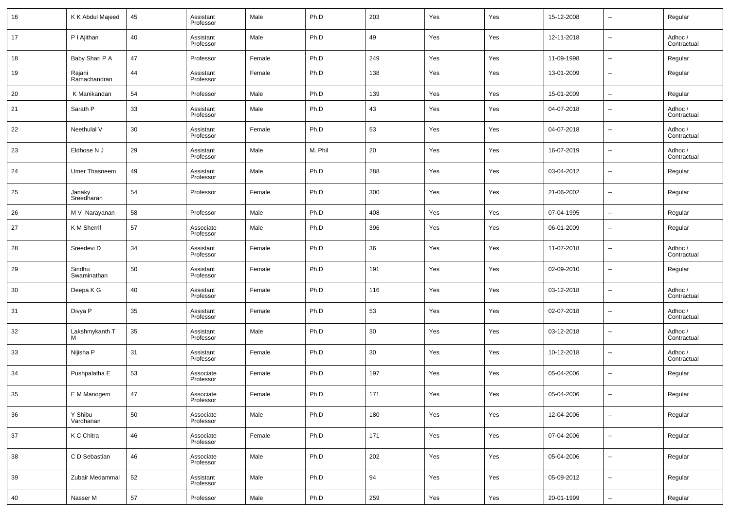| 16 | K K Abdul Majeed | 45 | Assistant Professor | Male | Ph.D | 203 | Yes | Yes | 15-12-2008 | -- | Regular |
|---|---|---|---|---|---|---|---|---|---|---|---|
| 17 | P I Ajithan | 40 | Assistant Professor | Male | Ph.D | 49 | Yes | Yes | 12-11-2018 | -- | Adhoc / Contractual |
| 18 | Baby Shari P A | 47 | Professor | Female | Ph.D | 249 | Yes | Yes | 11-09-1998 | -- | Regular |
| 19 | Rajani Ramachandran | 44 | Assistant Professor | Female | Ph.D | 138 | Yes | Yes | 13-01-2009 | -- | Regular |
| 20 | K Manikandan | 54 | Professor | Male | Ph.D | 139 | Yes | Yes | 15-01-2009 | -- | Regular |
| 21 | Sarath P | 33 | Assistant Professor | Male | Ph.D | 43 | Yes | Yes | 04-07-2018 | -- | Adhoc / Contractual |
| 22 | Neethulal V | 30 | Assistant Professor | Female | Ph.D | 53 | Yes | Yes | 04-07-2018 | -- | Adhoc / Contractual |
| 23 | Eldhose N J | 29 | Assistant Professor | Male | M. Phil | 20 | Yes | Yes | 16-07-2019 | -- | Adhoc / Contractual |
| 24 | Umer Thasneem | 49 | Assistant Professor | Male | Ph.D | 288 | Yes | Yes | 03-04-2012 | -- | Regular |
| 25 | Janaky Sreedharan | 54 | Professor | Female | Ph.D | 300 | Yes | Yes | 21-06-2002 | -- | Regular |
| 26 | M V Narayanan | 58 | Professor | Male | Ph.D | 408 | Yes | Yes | 07-04-1995 | -- | Regular |
| 27 | K M Sherrif | 57 | Associate Professor | Male | Ph.D | 396 | Yes | Yes | 06-01-2009 | -- | Regular |
| 28 | Sreedevi D | 34 | Assistant Professor | Female | Ph.D | 36 | Yes | Yes | 11-07-2018 | -- | Adhoc / Contractual |
| 29 | Sindhu Swaminathan | 50 | Assistant Professor | Female | Ph.D | 191 | Yes | Yes | 02-09-2010 | -- | Regular |
| 30 | Deepa K G | 40 | Assistant Professor | Female | Ph.D | 116 | Yes | Yes | 03-12-2018 | -- | Adhoc / Contractual |
| 31 | Divya P | 35 | Assistant Professor | Female | Ph.D | 53 | Yes | Yes | 02-07-2018 | -- | Adhoc / Contractual |
| 32 | Lakshmykanth T M | 35 | Assistant Professor | Male | Ph.D | 30 | Yes | Yes | 03-12-2018 | -- | Adhoc / Contractual |
| 33 | Nijisha P | 31 | Assistant Professor | Female | Ph.D | 30 | Yes | Yes | 10-12-2018 | -- | Adhoc / Contractual |
| 34 | Pushpalatha E | 53 | Associate Professor | Female | Ph.D | 197 | Yes | Yes | 05-04-2006 | -- | Regular |
| 35 | E M Manogem | 47 | Associate Professor | Female | Ph.D | 171 | Yes | Yes | 05-04-2006 | -- | Regular |
| 36 | Y Shibu Vardhanan | 50 | Associate Professor | Male | Ph.D | 180 | Yes | Yes | 12-04-2006 | -- | Regular |
| 37 | K C Chitra | 46 | Associate Professor | Female | Ph.D | 171 | Yes | Yes | 07-04-2006 | -- | Regular |
| 38 | C D Sebastian | 46 | Associate Professor | Male | Ph.D | 202 | Yes | Yes | 05-04-2006 | -- | Regular |
| 39 | Zubair Medammal | 52 | Assistant Professor | Male | Ph.D | 94 | Yes | Yes | 05-09-2012 | -- | Regular |
| 40 | Nasser M | 57 | Professor | Male | Ph.D | 259 | Yes | Yes | 20-01-1999 | -- | Regular |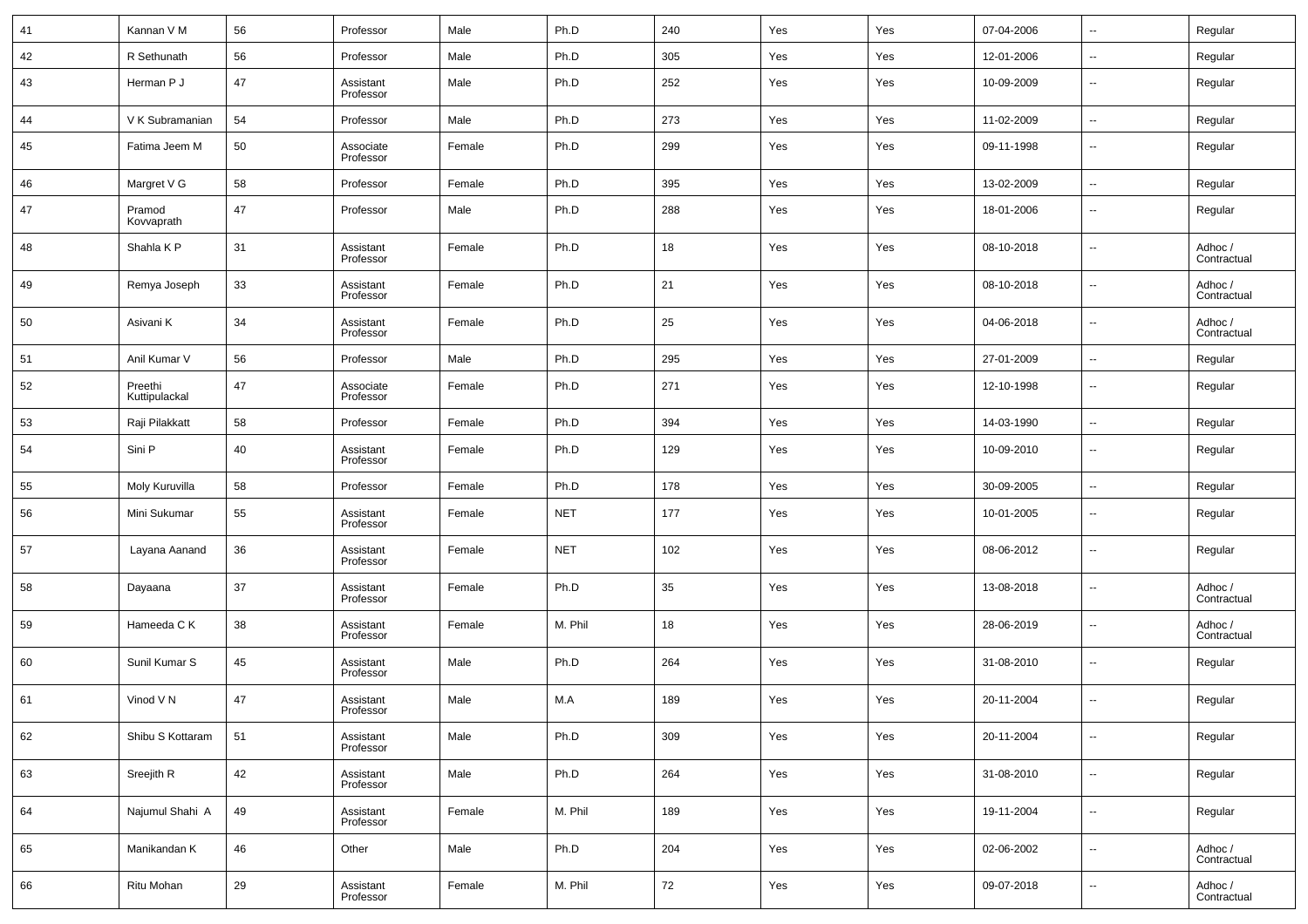| 41 | Kannan V M | 56 | Professor | Male | Ph.D | 240 | Yes | Yes | 07-04-2006 | -- | Regular |
|---|---|---|---|---|---|---|---|---|---|---|---|
| 42 | R Sethunath | 56 | Professor | Male | Ph.D | 305 | Yes | Yes | 12-01-2006 | -- | Regular |
| 43 | Herman P J | 47 | Assistant Professor | Male | Ph.D | 252 | Yes | Yes | 10-09-2009 | -- | Regular |
| 44 | V K Subramanian | 54 | Professor | Male | Ph.D | 273 | Yes | Yes | 11-02-2009 | -- | Regular |
| 45 | Fatima Jeem M | 50 | Associate Professor | Female | Ph.D | 299 | Yes | Yes | 09-11-1998 | -- | Regular |
| 46 | Margret V G | 58 | Professor | Female | Ph.D | 395 | Yes | Yes | 13-02-2009 | -- | Regular |
| 47 | Pramod Kovvaprath | 47 | Professor | Male | Ph.D | 288 | Yes | Yes | 18-01-2006 | -- | Regular |
| 48 | Shahla K P | 31 | Assistant Professor | Female | Ph.D | 18 | Yes | Yes | 08-10-2018 | -- | Adhoc / Contractual |
| 49 | Remya Joseph | 33 | Assistant Professor | Female | Ph.D | 21 | Yes | Yes | 08-10-2018 | -- | Adhoc / Contractual |
| 50 | Asivani K | 34 | Assistant Professor | Female | Ph.D | 25 | Yes | Yes | 04-06-2018 | -- | Adhoc / Contractual |
| 51 | Anil Kumar V | 56 | Professor | Male | Ph.D | 295 | Yes | Yes | 27-01-2009 | -- | Regular |
| 52 | Preethi Kuttipulackal | 47 | Associate Professor | Female | Ph.D | 271 | Yes | Yes | 12-10-1998 | -- | Regular |
| 53 | Raji Pilakkatt | 58 | Professor | Female | Ph.D | 394 | Yes | Yes | 14-03-1990 | -- | Regular |
| 54 | Sini P | 40 | Assistant Professor | Female | Ph.D | 129 | Yes | Yes | 10-09-2010 | -- | Regular |
| 55 | Moly Kuruvilla | 58 | Professor | Female | Ph.D | 178 | Yes | Yes | 30-09-2005 | -- | Regular |
| 56 | Mini Sukumar | 55 | Assistant Professor | Female | NET | 177 | Yes | Yes | 10-01-2005 | -- | Regular |
| 57 | Layana Aanand | 36 | Assistant Professor | Female | NET | 102 | Yes | Yes | 08-06-2012 | -- | Regular |
| 58 | Dayaana | 37 | Assistant Professor | Female | Ph.D | 35 | Yes | Yes | 13-08-2018 | -- | Adhoc / Contractual |
| 59 | Hameeda C K | 38 | Assistant Professor | Female | M. Phil | 18 | Yes | Yes | 28-06-2019 | -- | Adhoc / Contractual |
| 60 | Sunil Kumar S | 45 | Assistant Professor | Male | Ph.D | 264 | Yes | Yes | 31-08-2010 | -- | Regular |
| 61 | Vinod V N | 47 | Assistant Professor | Male | M.A | 189 | Yes | Yes | 20-11-2004 | -- | Regular |
| 62 | Shibu S Kottaram | 51 | Assistant Professor | Male | Ph.D | 309 | Yes | Yes | 20-11-2004 | -- | Regular |
| 63 | Sreejith R | 42 | Assistant Professor | Male | Ph.D | 264 | Yes | Yes | 31-08-2010 | -- | Regular |
| 64 | Najumul Shahi A | 49 | Assistant Professor | Female | M. Phil | 189 | Yes | Yes | 19-11-2004 | -- | Regular |
| 65 | Manikandan K | 46 | Other | Male | Ph.D | 204 | Yes | Yes | 02-06-2002 | -- | Adhoc / Contractual |
| 66 | Ritu Mohan | 29 | Assistant Professor | Female | M. Phil | 72 | Yes | Yes | 09-07-2018 | -- | Adhoc / Contractual |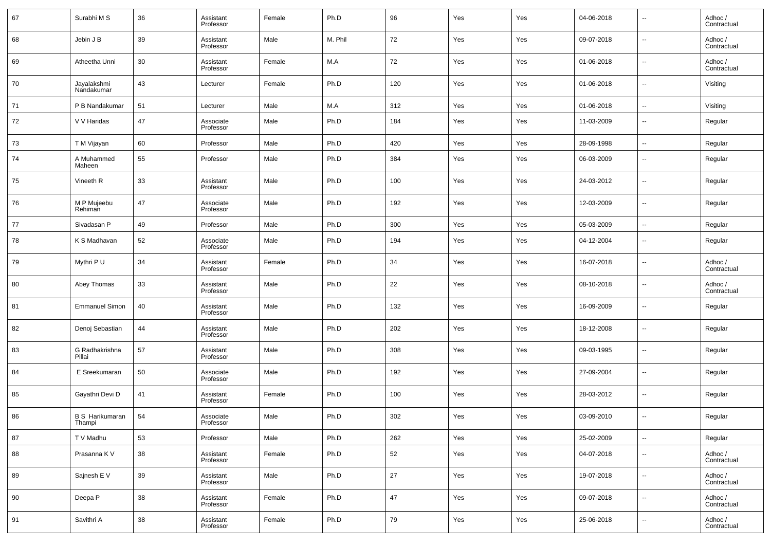| 67 | Surabhi M S | 36 | Assistant Professor | Female | Ph.D | 96 | Yes | Yes | 04-06-2018 | -- | Adhoc / Contractual |
|---|---|---|---|---|---|---|---|---|---|---|---|
| 68 | Jebin J B | 39 | Assistant Professor | Male | M. Phil | 72 | Yes | Yes | 09-07-2018 | -- | Adhoc / Contractual |
| 69 | Atheetha Unni | 30 | Assistant Professor | Female | M.A | 72 | Yes | Yes | 01-06-2018 | -- | Adhoc / Contractual |
| 70 | Jayalakshmi Nandakumar | 43 | Lecturer | Female | Ph.D | 120 | Yes | Yes | 01-06-2018 | -- | Visiting |
| 71 | P B Nandakumar | 51 | Lecturer | Male | M.A | 312 | Yes | Yes | 01-06-2018 | -- | Visiting |
| 72 | V V Haridas | 47 | Associate Professor | Male | Ph.D | 184 | Yes | Yes | 11-03-2009 | -- | Regular |
| 73 | T M Vijayan | 60 | Professor | Male | Ph.D | 420 | Yes | Yes | 28-09-1998 | -- | Regular |
| 74 | A Muhammed Maheen | 55 | Professor | Male | Ph.D | 384 | Yes | Yes | 06-03-2009 | -- | Regular |
| 75 | Vineeth R | 33 | Assistant Professor | Male | Ph.D | 100 | Yes | Yes | 24-03-2012 | -- | Regular |
| 76 | M P Mujeebu Rehiman | 47 | Associate Professor | Male | Ph.D | 192 | Yes | Yes | 12-03-2009 | -- | Regular |
| 77 | Sivadasan P | 49 | Professor | Male | Ph.D | 300 | Yes | Yes | 05-03-2009 | -- | Regular |
| 78 | K S Madhavan | 52 | Associate Professor | Male | Ph.D | 194 | Yes | Yes | 04-12-2004 | -- | Regular |
| 79 | Mythri P U | 34 | Assistant Professor | Female | Ph.D | 34 | Yes | Yes | 16-07-2018 | -- | Adhoc / Contractual |
| 80 | Abey Thomas | 33 | Assistant Professor | Male | Ph.D | 22 | Yes | Yes | 08-10-2018 | -- | Adhoc / Contractual |
| 81 | Emmanuel Simon | 40 | Assistant Professor | Male | Ph.D | 132 | Yes | Yes | 16-09-2009 | -- | Regular |
| 82 | Denoj Sebastian | 44 | Assistant Professor | Male | Ph.D | 202 | Yes | Yes | 18-12-2008 | -- | Regular |
| 83 | G Radhakrishna Pillai | 57 | Assistant Professor | Male | Ph.D | 308 | Yes | Yes | 09-03-1995 | -- | Regular |
| 84 | E Sreekumaran | 50 | Associate Professor | Male | Ph.D | 192 | Yes | Yes | 27-09-2004 | -- | Regular |
| 85 | Gayathri Devi D | 41 | Assistant Professor | Female | Ph.D | 100 | Yes | Yes | 28-03-2012 | -- | Regular |
| 86 | B S Harikumaran Thampi | 54 | Associate Professor | Male | Ph.D | 302 | Yes | Yes | 03-09-2010 | -- | Regular |
| 87 | T V Madhu | 53 | Professor | Male | Ph.D | 262 | Yes | Yes | 25-02-2009 | -- | Regular |
| 88 | Prasanna K V | 38 | Assistant Professor | Female | Ph.D | 52 | Yes | Yes | 04-07-2018 | -- | Adhoc / Contractual |
| 89 | Sajnesh E V | 39 | Assistant Professor | Male | Ph.D | 27 | Yes | Yes | 19-07-2018 | -- | Adhoc / Contractual |
| 90 | Deepa P | 38 | Assistant Professor | Female | Ph.D | 47 | Yes | Yes | 09-07-2018 | -- | Adhoc / Contractual |
| 91 | Savithri A | 38 | Assistant Professor | Female | Ph.D | 79 | Yes | Yes | 25-06-2018 | -- | Adhoc / Contractual |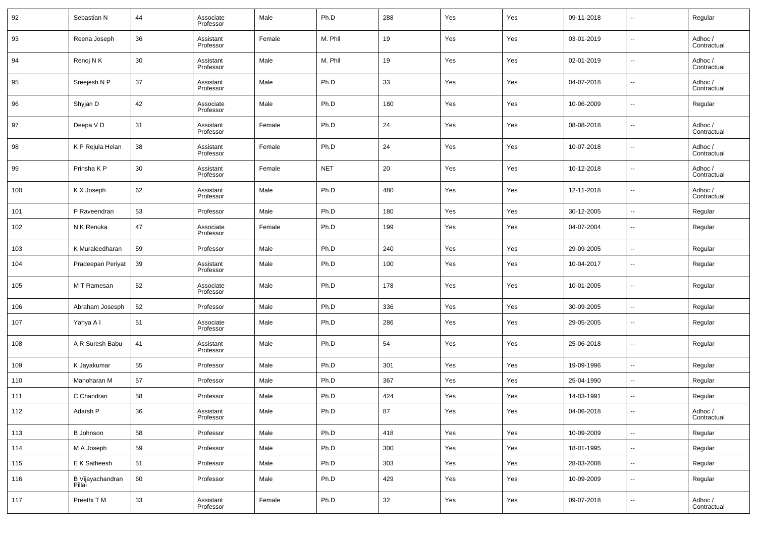| 92 | Sebastian N | 44 | Associate Professor | Male | Ph.D | 288 | Yes | Yes | 09-11-2018 | -- | Regular |
|---|---|---|---|---|---|---|---|---|---|---|---|
| 93 | Reena Joseph | 36 | Assistant Professor | Female | M. Phil | 19 | Yes | Yes | 03-01-2019 | -- | Adhoc / Contractual |
| 94 | Renoj N K | 30 | Assistant Professor | Male | M. Phil | 19 | Yes | Yes | 02-01-2019 | -- | Adhoc / Contractual |
| 95 | Sreejesh N P | 37 | Assistant Professor | Male | Ph.D | 33 | Yes | Yes | 04-07-2018 | -- | Adhoc / Contractual |
| 96 | Shyjan D | 42 | Associate Professor | Male | Ph.D | 180 | Yes | Yes | 10-06-2009 | -- | Regular |
| 97 | Deepa V D | 31 | Assistant Professor | Female | Ph.D | 24 | Yes | Yes | 08-08-2018 | -- | Adhoc / Contractual |
| 98 | K P Rejula Helan | 38 | Assistant Professor | Female | Ph.D | 24 | Yes | Yes | 10-07-2018 | -- | Adhoc / Contractual |
| 99 | Prinsha K P | 30 | Assistant Professor | Female | NET | 20 | Yes | Yes | 10-12-2018 | -- | Adhoc / Contractual |
| 100 | K X Joseph | 62 | Assistant Professor | Male | Ph.D | 480 | Yes | Yes | 12-11-2018 | -- | Adhoc / Contractual |
| 101 | P Raveendran | 53 | Professor | Male | Ph.D | 180 | Yes | Yes | 30-12-2005 | -- | Regular |
| 102 | N K Renuka | 47 | Associate Professor | Female | Ph.D | 199 | Yes | Yes | 04-07-2004 | -- | Regular |
| 103 | K Muraleedharan | 59 | Professor | Male | Ph.D | 240 | Yes | Yes | 29-09-2005 | -- | Regular |
| 104 | Pradeepan Periyat | 39 | Assistant Professor | Male | Ph.D | 100 | Yes | Yes | 10-04-2017 | -- | Regular |
| 105 | M T Ramesan | 52 | Associate Professor | Male | Ph.D | 178 | Yes | Yes | 10-01-2005 | -- | Regular |
| 106 | Abraham Josesph | 52 | Professor | Male | Ph.D | 336 | Yes | Yes | 30-09-2005 | -- | Regular |
| 107 | Yahya A I | 51 | Associate Professor | Male | Ph.D | 286 | Yes | Yes | 29-05-2005 | -- | Regular |
| 108 | A R Suresh Babu | 41 | Assistant Professor | Male | Ph.D | 54 | Yes | Yes | 25-06-2018 | -- | Regular |
| 109 | K Jayakumar | 55 | Professor | Male | Ph.D | 301 | Yes | Yes | 19-09-1996 | -- | Regular |
| 110 | Manoharan M | 57 | Professor | Male | Ph.D | 367 | Yes | Yes | 25-04-1990 | -- | Regular |
| 111 | C Chandran | 58 | Professor | Male | Ph.D | 424 | Yes | Yes | 14-03-1991 | -- | Regular |
| 112 | Adarsh P | 36 | Assistant Professor | Male | Ph.D | 87 | Yes | Yes | 04-06-2018 | -- | Adhoc / Contractual |
| 113 | B Johnson | 58 | Professor | Male | Ph.D | 418 | Yes | Yes | 10-09-2009 | -- | Regular |
| 114 | M A Joseph | 59 | Professor | Male | Ph.D | 300 | Yes | Yes | 18-01-1995 | -- | Regular |
| 115 | E K Satheesh | 51 | Professor | Male | Ph.D | 303 | Yes | Yes | 28-03-2008 | -- | Regular |
| 116 | B Vijayachandran Pillai | 60 | Professor | Male | Ph.D | 429 | Yes | Yes | 10-09-2009 | -- | Regular |
| 117 | Preethi T M | 33 | Assistant Professor | Female | Ph.D | 32 | Yes | Yes | 09-07-2018 | -- | Adhoc / Contractual |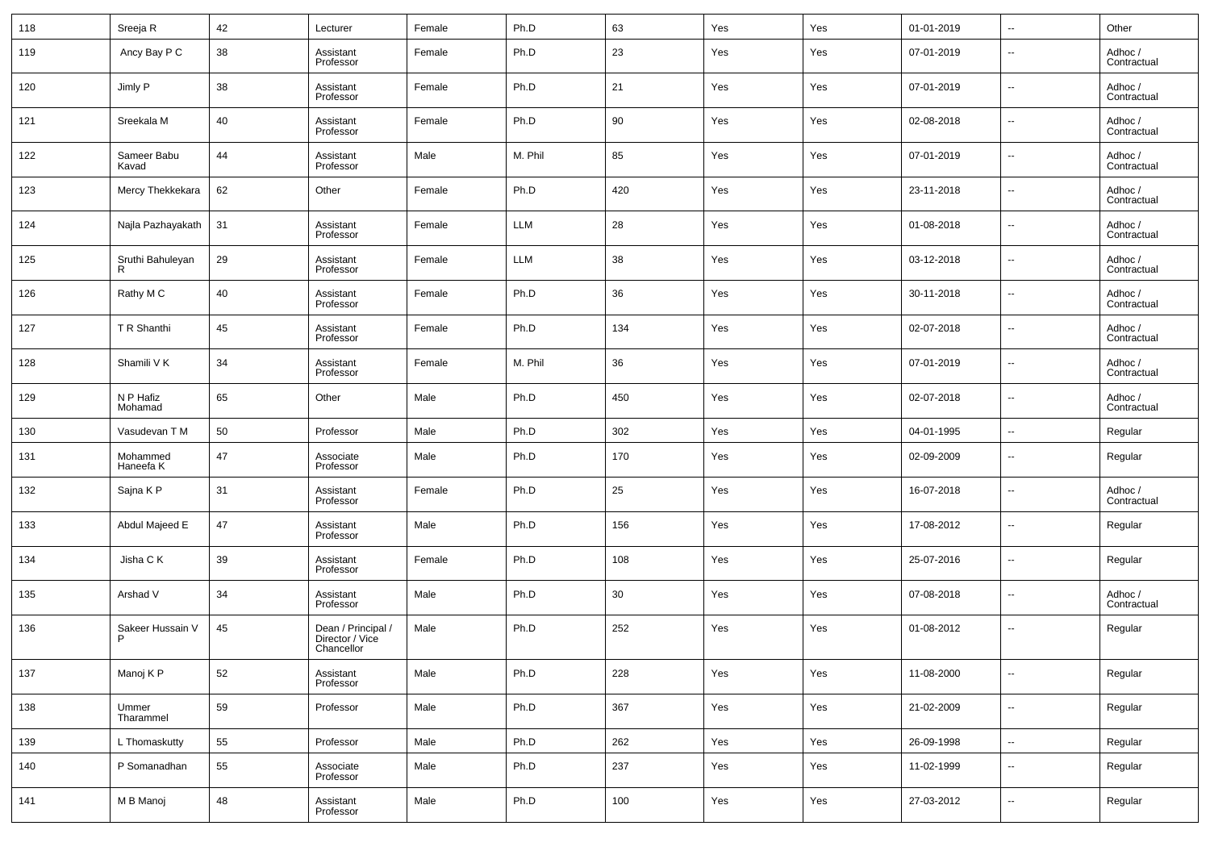| 118 | Sreeja R | 42 | Lecturer | Female | Ph.D | 63 | Yes | Yes | 01-01-2019 | -- | Other |
|---|---|---|---|---|---|---|---|---|---|---|---|
| 119 | Ancy Bay P C | 38 | Assistant Professor | Female | Ph.D | 23 | Yes | Yes | 07-01-2019 | -- | Adhoc / Contractual |
| 120 | Jimly P | 38 | Assistant Professor | Female | Ph.D | 21 | Yes | Yes | 07-01-2019 | -- | Adhoc / Contractual |
| 121 | Sreekala M | 40 | Assistant Professor | Female | Ph.D | 90 | Yes | Yes | 02-08-2018 | -- | Adhoc / Contractual |
| 122 | Sameer Babu Kavad | 44 | Assistant Professor | Male | M. Phil | 85 | Yes | Yes | 07-01-2019 | -- | Adhoc / Contractual |
| 123 | Mercy Thekkekara | 62 | Other | Female | Ph.D | 420 | Yes | Yes | 23-11-2018 | -- | Adhoc / Contractual |
| 124 | Najla Pazhayakath | 31 | Assistant Professor | Female | LLM | 28 | Yes | Yes | 01-08-2018 | -- | Adhoc / Contractual |
| 125 | Sruthi Bahuleyan R | 29 | Assistant Professor | Female | LLM | 38 | Yes | Yes | 03-12-2018 | -- | Adhoc / Contractual |
| 126 | Rathy M C | 40 | Assistant Professor | Female | Ph.D | 36 | Yes | Yes | 30-11-2018 | -- | Adhoc / Contractual |
| 127 | T R Shanthi | 45 | Assistant Professor | Female | Ph.D | 134 | Yes | Yes | 02-07-2018 | -- | Adhoc / Contractual |
| 128 | Shamili V K | 34 | Assistant Professor | Female | M. Phil | 36 | Yes | Yes | 07-01-2019 | -- | Adhoc / Contractual |
| 129 | N P Hafiz Mohamad | 65 | Other | Male | Ph.D | 450 | Yes | Yes | 02-07-2018 | -- | Adhoc / Contractual |
| 130 | Vasudevan T M | 50 | Professor | Male | Ph.D | 302 | Yes | Yes | 04-01-1995 | -- | Regular |
| 131 | Mohammed Haneefa K | 47 | Associate Professor | Male | Ph.D | 170 | Yes | Yes | 02-09-2009 | -- | Regular |
| 132 | Sajna K P | 31 | Assistant Professor | Female | Ph.D | 25 | Yes | Yes | 16-07-2018 | -- | Adhoc / Contractual |
| 133 | Abdul Majeed E | 47 | Assistant Professor | Male | Ph.D | 156 | Yes | Yes | 17-08-2012 | -- | Regular |
| 134 | Jisha C K | 39 | Assistant Professor | Female | Ph.D | 108 | Yes | Yes | 25-07-2016 | -- | Regular |
| 135 | Arshad V | 34 | Assistant Professor | Male | Ph.D | 30 | Yes | Yes | 07-08-2018 | -- | Adhoc / Contractual |
| 136 | Sakeer Hussain V P | 45 | Dean / Principal / Director / Vice Chancellor | Male | Ph.D | 252 | Yes | Yes | 01-08-2012 | -- | Regular |
| 137 | Manoj K P | 52 | Assistant Professor | Male | Ph.D | 228 | Yes | Yes | 11-08-2000 | -- | Regular |
| 138 | Ummer Tharammel | 59 | Professor | Male | Ph.D | 367 | Yes | Yes | 21-02-2009 | -- | Regular |
| 139 | L Thomaskutty | 55 | Professor | Male | Ph.D | 262 | Yes | Yes | 26-09-1998 | -- | Regular |
| 140 | P Somanadhan | 55 | Associate Professor | Male | Ph.D | 237 | Yes | Yes | 11-02-1999 | -- | Regular |
| 141 | M B Manoj | 48 | Assistant Professor | Male | Ph.D | 100 | Yes | Yes | 27-03-2012 | -- | Regular |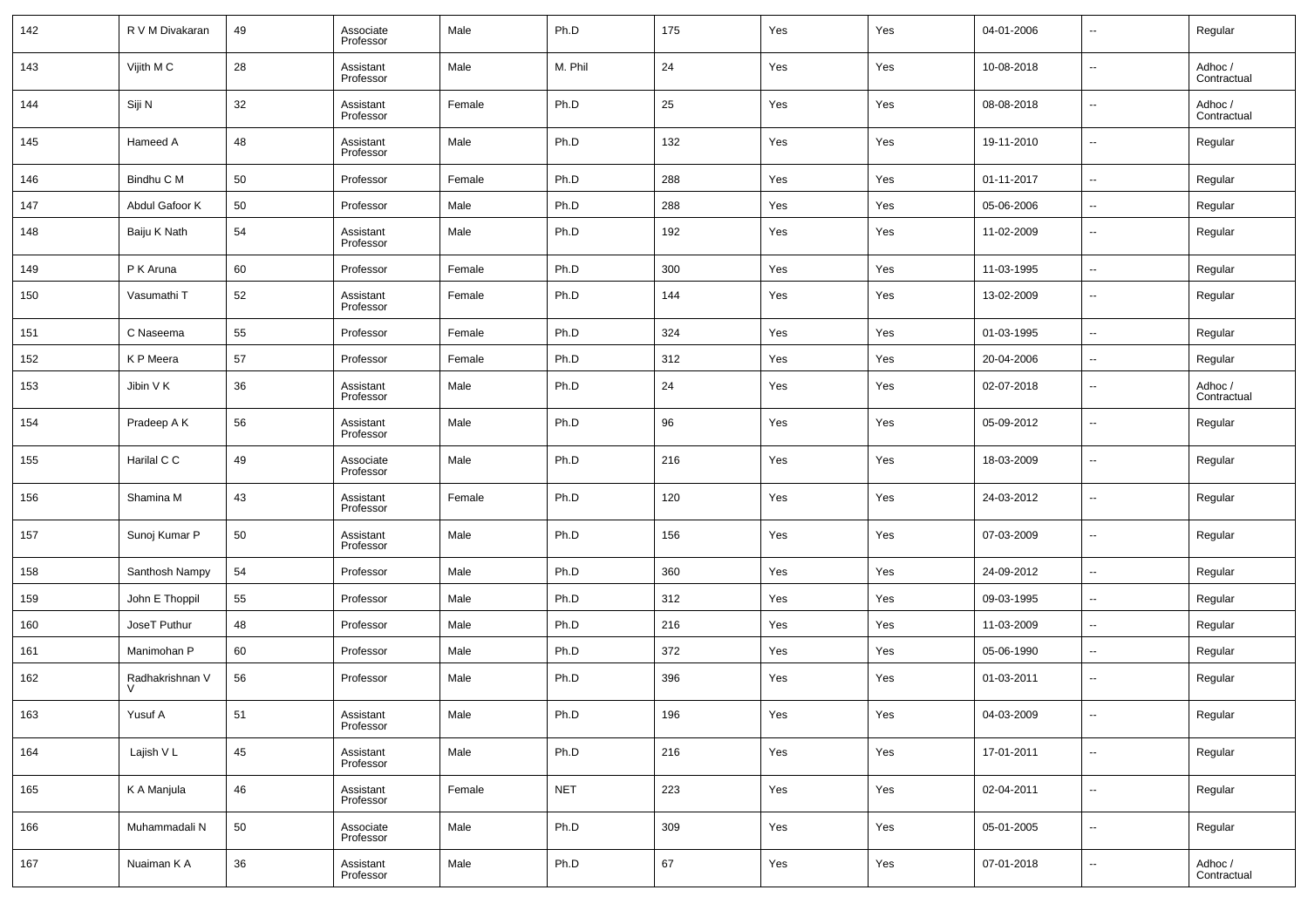| 142 | R V M Divakaran | 49 | Associate Professor | Male | Ph.D | 175 | Yes | Yes | 04-01-2006 | -- | Regular |
|---|---|---|---|---|---|---|---|---|---|---|---|
| 143 | Vijith M C | 28 | Assistant Professor | Male | M. Phil | 24 | Yes | Yes | 10-08-2018 | -- | Adhoc / Contractual |
| 144 | Siji N | 32 | Assistant Professor | Female | Ph.D | 25 | Yes | Yes | 08-08-2018 | -- | Adhoc / Contractual |
| 145 | Hameed A | 48 | Assistant Professor | Male | Ph.D | 132 | Yes | Yes | 19-11-2010 | -- | Regular |
| 146 | Bindhu C M | 50 | Professor | Female | Ph.D | 288 | Yes | Yes | 01-11-2017 | -- | Regular |
| 147 | Abdul Gafoor K | 50 | Professor | Male | Ph.D | 288 | Yes | Yes | 05-06-2006 | -- | Regular |
| 148 | Baiju K Nath | 54 | Assistant Professor | Male | Ph.D | 192 | Yes | Yes | 11-02-2009 | -- | Regular |
| 149 | P K Aruna | 60 | Professor | Female | Ph.D | 300 | Yes | Yes | 11-03-1995 | -- | Regular |
| 150 | Vasumathi T | 52 | Assistant Professor | Female | Ph.D | 144 | Yes | Yes | 13-02-2009 | -- | Regular |
| 151 | C Naseema | 55 | Professor | Female | Ph.D | 324 | Yes | Yes | 01-03-1995 | -- | Regular |
| 152 | K P Meera | 57 | Professor | Female | Ph.D | 312 | Yes | Yes | 20-04-2006 | -- | Regular |
| 153 | Jibin V K | 36 | Assistant Professor | Male | Ph.D | 24 | Yes | Yes | 02-07-2018 | -- | Adhoc / Contractual |
| 154 | Pradeep A K | 56 | Assistant Professor | Male | Ph.D | 96 | Yes | Yes | 05-09-2012 | -- | Regular |
| 155 | Harilal C C | 49 | Associate Professor | Male | Ph.D | 216 | Yes | Yes | 18-03-2009 | -- | Regular |
| 156 | Shamina M | 43 | Assistant Professor | Female | Ph.D | 120 | Yes | Yes | 24-03-2012 | -- | Regular |
| 157 | Sunoj Kumar P | 50 | Assistant Professor | Male | Ph.D | 156 | Yes | Yes | 07-03-2009 | -- | Regular |
| 158 | Santhosh Nampy | 54 | Professor | Male | Ph.D | 360 | Yes | Yes | 24-09-2012 | -- | Regular |
| 159 | John E Thoppil | 55 | Professor | Male | Ph.D | 312 | Yes | Yes | 09-03-1995 | -- | Regular |
| 160 | JoseT Puthur | 48 | Professor | Male | Ph.D | 216 | Yes | Yes | 11-03-2009 | -- | Regular |
| 161 | Manimohan P | 60 | Professor | Male | Ph.D | 372 | Yes | Yes | 05-06-1990 | -- | Regular |
| 162 | Radhakrishnan V V | 56 | Professor | Male | Ph.D | 396 | Yes | Yes | 01-03-2011 | -- | Regular |
| 163 | Yusuf A | 51 | Assistant Professor | Male | Ph.D | 196 | Yes | Yes | 04-03-2009 | -- | Regular |
| 164 | Lajish V L | 45 | Assistant Professor | Male | Ph.D | 216 | Yes | Yes | 17-01-2011 | -- | Regular |
| 165 | K A Manjula | 46 | Assistant Professor | Female | NET | 223 | Yes | Yes | 02-04-2011 | -- | Regular |
| 166 | Muhammadali N | 50 | Associate Professor | Male | Ph.D | 309 | Yes | Yes | 05-01-2005 | -- | Regular |
| 167 | Nuaiman K A | 36 | Assistant Professor | Male | Ph.D | 67 | Yes | Yes | 07-01-2018 | -- | Adhoc / Contractual |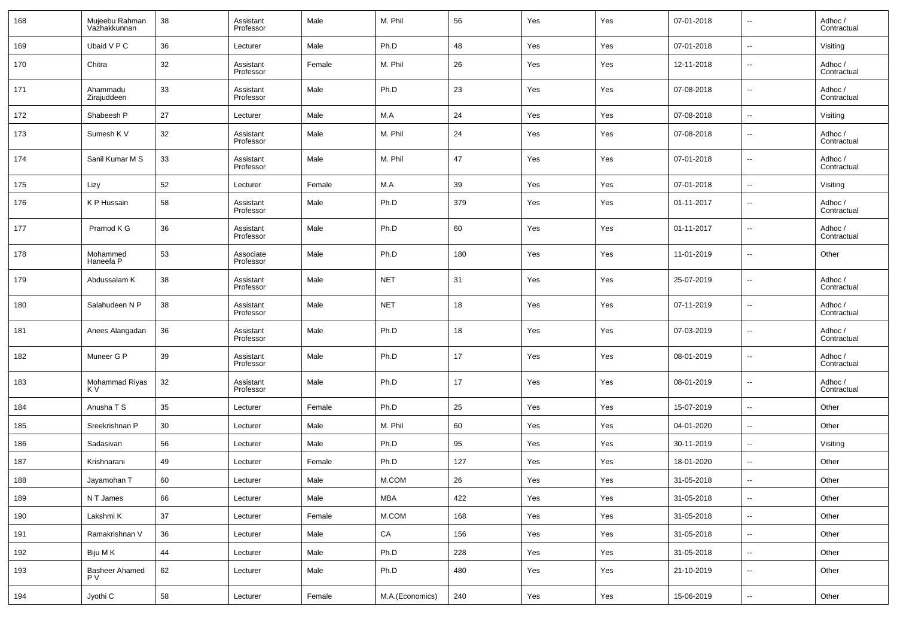| 168 | Mujeebu Rahman Vazhakkunnan | 38 | Assistant Professor | Male | M. Phil | 56 | Yes | Yes | 07-01-2018 | -- | Adhoc / Contractual |
|---|---|---|---|---|---|---|---|---|---|---|---|
| 169 | Ubaid V P C | 36 | Lecturer | Male | Ph.D | 48 | Yes | Yes | 07-01-2018 | -- | Visiting |
| 170 | Chitra | 32 | Assistant Professor | Female | M. Phil | 26 | Yes | Yes | 12-11-2018 | -- | Adhoc / Contractual |
| 171 | Ahammadu Zirajuddeen | 33 | Assistant Professor | Male | Ph.D | 23 | Yes | Yes | 07-08-2018 | -- | Adhoc / Contractual |
| 172 | Shabeesh P | 27 | Lecturer | Male | M.A | 24 | Yes | Yes | 07-08-2018 | -- | Visiting |
| 173 | Sumesh K V | 32 | Assistant Professor | Male | M. Phil | 24 | Yes | Yes | 07-08-2018 | -- | Adhoc / Contractual |
| 174 | Sanil Kumar M S | 33 | Assistant Professor | Male | M. Phil | 47 | Yes | Yes | 07-01-2018 | -- | Adhoc / Contractual |
| 175 | Lizy | 52 | Lecturer | Female | M.A | 39 | Yes | Yes | 07-01-2018 | -- | Visiting |
| 176 | K P Hussain | 58 | Assistant Professor | Male | Ph.D | 379 | Yes | Yes | 01-11-2017 | -- | Adhoc / Contractual |
| 177 | Pramod K G | 36 | Assistant Professor | Male | Ph.D | 60 | Yes | Yes | 01-11-2017 | -- | Adhoc / Contractual |
| 178 | Mohammed Haneefa P | 53 | Associate Professor | Male | Ph.D | 180 | Yes | Yes | 11-01-2019 | -- | Other |
| 179 | Abdussalam K | 38 | Assistant Professor | Male | NET | 31 | Yes | Yes | 25-07-2019 | -- | Adhoc / Contractual |
| 180 | Salahudeen N P | 38 | Assistant Professor | Male | NET | 18 | Yes | Yes | 07-11-2019 | -- | Adhoc / Contractual |
| 181 | Anees Alangadan | 36 | Assistant Professor | Male | Ph.D | 18 | Yes | Yes | 07-03-2019 | -- | Adhoc / Contractual |
| 182 | Muneer G P | 39 | Assistant Professor | Male | Ph.D | 17 | Yes | Yes | 08-01-2019 | -- | Adhoc / Contractual |
| 183 | Mohammad Riyas K V | 32 | Assistant Professor | Male | Ph.D | 17 | Yes | Yes | 08-01-2019 | -- | Adhoc / Contractual |
| 184 | Anusha T S | 35 | Lecturer | Female | Ph.D | 25 | Yes | Yes | 15-07-2019 | -- | Other |
| 185 | Sreekrishnan P | 30 | Lecturer | Male | M. Phil | 60 | Yes | Yes | 04-01-2020 | -- | Other |
| 186 | Sadasivan | 56 | Lecturer | Male | Ph.D | 95 | Yes | Yes | 30-11-2019 | -- | Visiting |
| 187 | Krishnarani | 49 | Lecturer | Female | Ph.D | 127 | Yes | Yes | 18-01-2020 | -- | Other |
| 188 | Jayamohan T | 60 | Lecturer | Male | M.COM | 26 | Yes | Yes | 31-05-2018 | -- | Other |
| 189 | N T James | 66 | Lecturer | Male | MBA | 422 | Yes | Yes | 31-05-2018 | -- | Other |
| 190 | Lakshmi K | 37 | Lecturer | Female | M.COM | 168 | Yes | Yes | 31-05-2018 | -- | Other |
| 191 | Ramakrishnan V | 36 | Lecturer | Male | CA | 156 | Yes | Yes | 31-05-2018 | -- | Other |
| 192 | Biju M K | 44 | Lecturer | Male | Ph.D | 228 | Yes | Yes | 31-05-2018 | -- | Other |
| 193 | Basheer Ahamed P V | 62 | Lecturer | Male | Ph.D | 480 | Yes | Yes | 21-10-2019 | -- | Other |
| 194 | Jyothi C | 58 | Lecturer | Female | M.A.(Economics) | 240 | Yes | Yes | 15-06-2019 | -- | Other |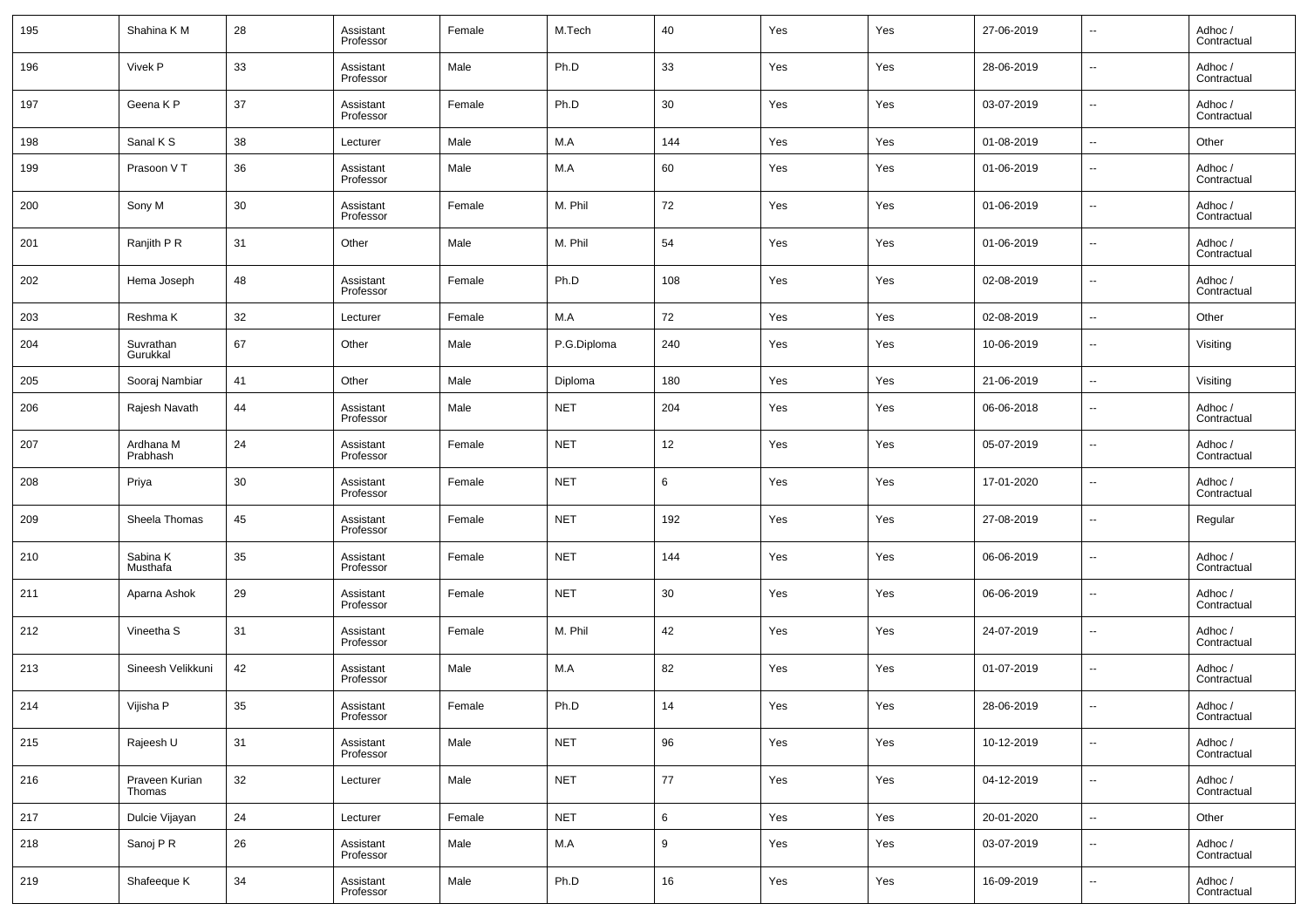| | | | | | | | | | | | |
|---|---|---|---|---|---|---|---|---|---|---|---|
| 195 | Shahina K M | 28 | Assistant Professor | Female | M.Tech | 40 | Yes | Yes | 27-06-2019 | -- | Adhoc / Contractual |
| 196 | Vivek P | 33 | Assistant Professor | Male | Ph.D | 33 | Yes | Yes | 28-06-2019 | -- | Adhoc / Contractual |
| 197 | Geena K P | 37 | Assistant Professor | Female | Ph.D | 30 | Yes | Yes | 03-07-2019 | -- | Adhoc / Contractual |
| 198 | Sanal K S | 38 | Lecturer | Male | M.A | 144 | Yes | Yes | 01-08-2019 | -- | Other |
| 199 | Prasoon V T | 36 | Assistant Professor | Male | M.A | 60 | Yes | Yes | 01-06-2019 | -- | Adhoc / Contractual |
| 200 | Sony M | 30 | Assistant Professor | Female | M. Phil | 72 | Yes | Yes | 01-06-2019 | -- | Adhoc / Contractual |
| 201 | Ranjith P R | 31 | Other | Male | M. Phil | 54 | Yes | Yes | 01-06-2019 | -- | Adhoc / Contractual |
| 202 | Hema Joseph | 48 | Assistant Professor | Female | Ph.D | 108 | Yes | Yes | 02-08-2019 | -- | Adhoc / Contractual |
| 203 | Reshma K | 32 | Lecturer | Female | M.A | 72 | Yes | Yes | 02-08-2019 | -- | Other |
| 204 | Suvrathan Gurukkal | 67 | Other | Male | P.G.Diploma | 240 | Yes | Yes | 10-06-2019 | -- | Visiting |
| 205 | Sooraj Nambiar | 41 | Other | Male | Diploma | 180 | Yes | Yes | 21-06-2019 | -- | Visiting |
| 206 | Rajesh Navath | 44 | Assistant Professor | Male | NET | 204 | Yes | Yes | 06-06-2018 | -- | Adhoc / Contractual |
| 207 | Ardhana M Prabhash | 24 | Assistant Professor | Female | NET | 12 | Yes | Yes | 05-07-2019 | -- | Adhoc / Contractual |
| 208 | Priya | 30 | Assistant Professor | Female | NET | 6 | Yes | Yes | 17-01-2020 | -- | Adhoc / Contractual |
| 209 | Sheela Thomas | 45 | Assistant Professor | Female | NET | 192 | Yes | Yes | 27-08-2019 | -- | Regular |
| 210 | Sabina K Musthafa | 35 | Assistant Professor | Female | NET | 144 | Yes | Yes | 06-06-2019 | -- | Adhoc / Contractual |
| 211 | Aparna Ashok | 29 | Assistant Professor | Female | NET | 30 | Yes | Yes | 06-06-2019 | -- | Adhoc / Contractual |
| 212 | Vineetha S | 31 | Assistant Professor | Female | M. Phil | 42 | Yes | Yes | 24-07-2019 | -- | Adhoc / Contractual |
| 213 | Sineesh Velikkuni | 42 | Assistant Professor | Male | M.A | 82 | Yes | Yes | 01-07-2019 | -- | Adhoc / Contractual |
| 214 | Vijisha P | 35 | Assistant Professor | Female | Ph.D | 14 | Yes | Yes | 28-06-2019 | -- | Adhoc / Contractual |
| 215 | Rajeesh U | 31 | Assistant Professor | Male | NET | 96 | Yes | Yes | 10-12-2019 | -- | Adhoc / Contractual |
| 216 | Praveen Kurian Thomas | 32 | Lecturer | Male | NET | 77 | Yes | Yes | 04-12-2019 | -- | Adhoc / Contractual |
| 217 | Dulcie Vijayan | 24 | Lecturer | Female | NET | 6 | Yes | Yes | 20-01-2020 | -- | Other |
| 218 | Sanoj P R | 26 | Assistant Professor | Male | M.A | 9 | Yes | Yes | 03-07-2019 | -- | Adhoc / Contractual |
| 219 | Shafeeque K | 34 | Assistant Professor | Male | Ph.D | 16 | Yes | Yes | 16-09-2019 | -- | Adhoc / Contractual |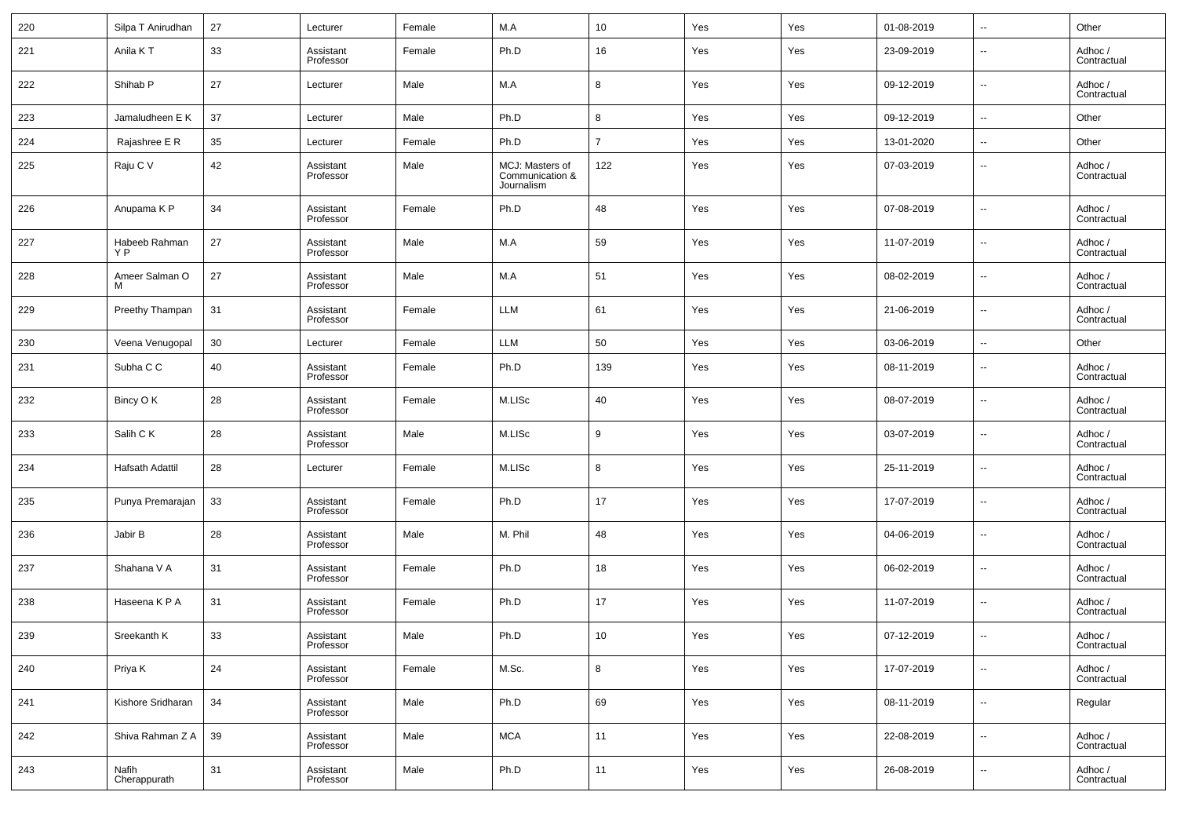| 220 | Silpa T Anirudhan | 27 | Lecturer | Female | M.A | 10 | Yes | Yes | 01-08-2019 | -- | Other |
|---|---|---|---|---|---|---|---|---|---|---|---|
| 221 | Anila K T | 33 | Assistant Professor | Female | Ph.D | 16 | Yes | Yes | 23-09-2019 | -- | Adhoc / Contractual |
| 222 | Shihab P | 27 | Lecturer | Male | M.A | 8 | Yes | Yes | 09-12-2019 | -- | Adhoc / Contractual |
| 223 | Jamaludheen E K | 37 | Lecturer | Male | Ph.D | 8 | Yes | Yes | 09-12-2019 | -- | Other |
| 224 | Rajashree E R | 35 | Lecturer | Female | Ph.D | 7 | Yes | Yes | 13-01-2020 | -- | Other |
| 225 | Raju C V | 42 | Assistant Professor | Male | MCJ: Masters of Communication & Journalism | 122 | Yes | Yes | 07-03-2019 | -- | Adhoc / Contractual |
| 226 | Anupama K P | 34 | Assistant Professor | Female | Ph.D | 48 | Yes | Yes | 07-08-2019 | -- | Adhoc / Contractual |
| 227 | Habeeb Rahman Y P | 27 | Assistant Professor | Male | M.A | 59 | Yes | Yes | 11-07-2019 | -- | Adhoc / Contractual |
| 228 | Ameer Salman O M | 27 | Assistant Professor | Male | M.A | 51 | Yes | Yes | 08-02-2019 | -- | Adhoc / Contractual |
| 229 | Preethy Thampan | 31 | Assistant Professor | Female | LLM | 61 | Yes | Yes | 21-06-2019 | -- | Adhoc / Contractual |
| 230 | Veena Venugopal | 30 | Lecturer | Female | LLM | 50 | Yes | Yes | 03-06-2019 | -- | Other |
| 231 | Subha C C | 40 | Assistant Professor | Female | Ph.D | 139 | Yes | Yes | 08-11-2019 | -- | Adhoc / Contractual |
| 232 | Bincy O K | 28 | Assistant Professor | Female | M.LISc | 40 | Yes | Yes | 08-07-2019 | -- | Adhoc / Contractual |
| 233 | Salih C K | 28 | Assistant Professor | Male | M.LISc | 9 | Yes | Yes | 03-07-2019 | -- | Adhoc / Contractual |
| 234 | Hafsath Adattil | 28 | Lecturer | Female | M.LISc | 8 | Yes | Yes | 25-11-2019 | -- | Adhoc / Contractual |
| 235 | Punya Premarajan | 33 | Assistant Professor | Female | Ph.D | 17 | Yes | Yes | 17-07-2019 | -- | Adhoc / Contractual |
| 236 | Jabir B | 28 | Assistant Professor | Male | M. Phil | 48 | Yes | Yes | 04-06-2019 | -- | Adhoc / Contractual |
| 237 | Shahana V A | 31 | Assistant Professor | Female | Ph.D | 18 | Yes | Yes | 06-02-2019 | -- | Adhoc / Contractual |
| 238 | Haseena K P A | 31 | Assistant Professor | Female | Ph.D | 17 | Yes | Yes | 11-07-2019 | -- | Adhoc / Contractual |
| 239 | Sreekanth K | 33 | Assistant Professor | Male | Ph.D | 10 | Yes | Yes | 07-12-2019 | -- | Adhoc / Contractual |
| 240 | Priya K | 24 | Assistant Professor | Female | M.Sc. | 8 | Yes | Yes | 17-07-2019 | -- | Adhoc / Contractual |
| 241 | Kishore Sridharan | 34 | Assistant Professor | Male | Ph.D | 69 | Yes | Yes | 08-11-2019 | -- | Regular |
| 242 | Shiva Rahman Z A | 39 | Assistant Professor | Male | MCA | 11 | Yes | Yes | 22-08-2019 | -- | Adhoc / Contractual |
| 243 | Nafih Cherappurath | 31 | Assistant Professor | Male | Ph.D | 11 | Yes | Yes | 26-08-2019 | -- | Adhoc / Contractual |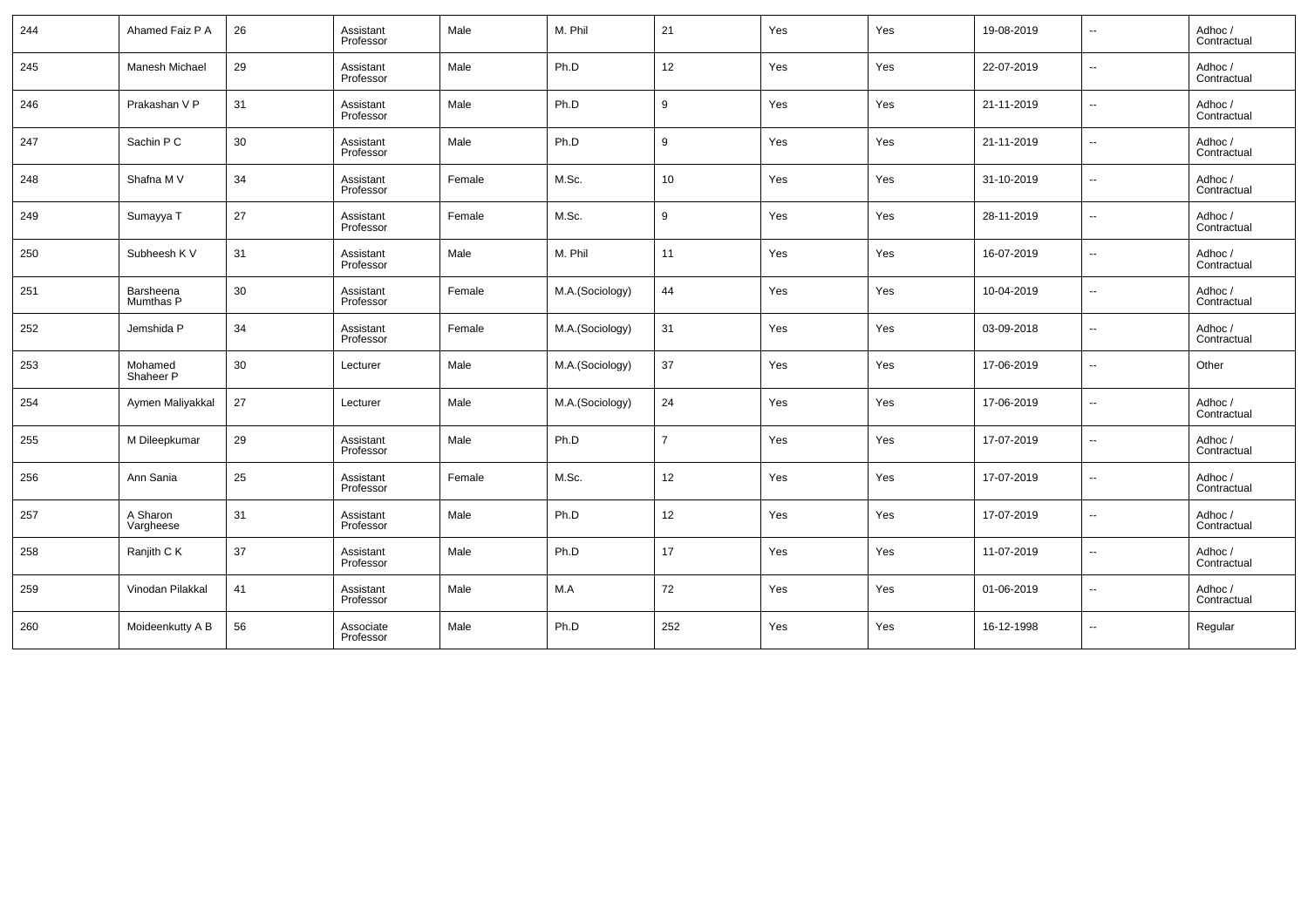| | | | | | | | | | | | |
|---|---|---|---|---|---|---|---|---|---|---|---|
| 244 | Ahamed Faiz P A | 26 | Assistant Professor | Male | M. Phil | 21 | Yes | Yes | 19-08-2019 | -- | Adhoc / Contractual |
| 245 | Manesh Michael | 29 | Assistant Professor | Male | Ph.D | 12 | Yes | Yes | 22-07-2019 | -- | Adhoc / Contractual |
| 246 | Prakashan V P | 31 | Assistant Professor | Male | Ph.D | 9 | Yes | Yes | 21-11-2019 | -- | Adhoc / Contractual |
| 247 | Sachin P C | 30 | Assistant Professor | Male | Ph.D | 9 | Yes | Yes | 21-11-2019 | -- | Adhoc / Contractual |
| 248 | Shafna M V | 34 | Assistant Professor | Female | M.Sc. | 10 | Yes | Yes | 31-10-2019 | -- | Adhoc / Contractual |
| 249 | Sumayya T | 27 | Assistant Professor | Female | M.Sc. | 9 | Yes | Yes | 28-11-2019 | -- | Adhoc / Contractual |
| 250 | Subheesh K V | 31 | Assistant Professor | Male | M. Phil | 11 | Yes | Yes | 16-07-2019 | -- | Adhoc / Contractual |
| 251 | Barsheena Mumthas P | 30 | Assistant Professor | Female | M.A.(Sociology) | 44 | Yes | Yes | 10-04-2019 | -- | Adhoc / Contractual |
| 252 | Jemshida P | 34 | Assistant Professor | Female | M.A.(Sociology) | 31 | Yes | Yes | 03-09-2018 | -- | Adhoc / Contractual |
| 253 | Mohamed Shaheer P | 30 | Lecturer | Male | M.A.(Sociology) | 37 | Yes | Yes | 17-06-2019 | -- | Other |
| 254 | Aymen Maliyakkal | 27 | Lecturer | Male | M.A.(Sociology) | 24 | Yes | Yes | 17-06-2019 | -- | Adhoc / Contractual |
| 255 | M Dileepkumar | 29 | Assistant Professor | Male | Ph.D | 7 | Yes | Yes | 17-07-2019 | -- | Adhoc / Contractual |
| 256 | Ann Sania | 25 | Assistant Professor | Female | M.Sc. | 12 | Yes | Yes | 17-07-2019 | -- | Adhoc / Contractual |
| 257 | A Sharon Vargheese | 31 | Assistant Professor | Male | Ph.D | 12 | Yes | Yes | 17-07-2019 | -- | Adhoc / Contractual |
| 258 | Ranjith C K | 37 | Assistant Professor | Male | Ph.D | 17 | Yes | Yes | 11-07-2019 | -- | Adhoc / Contractual |
| 259 | Vinodan Pilakkal | 41 | Assistant Professor | Male | M.A | 72 | Yes | Yes | 01-06-2019 | -- | Adhoc / Contractual |
| 260 | Moideenkutty A B | 56 | Associate Professor | Male | Ph.D | 252 | Yes | Yes | 16-12-1998 | -- | Regular |